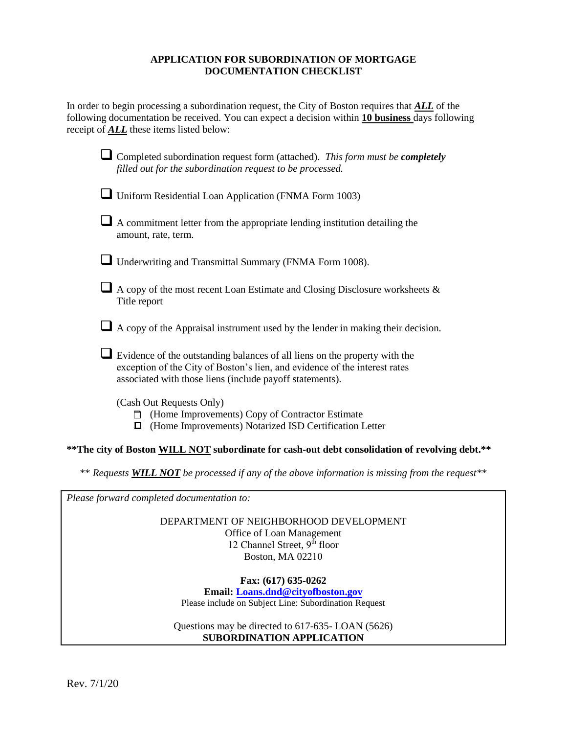# APPLICATION FOR SUBORDINATION OF MORTGAGE
## DOCUMENTATION CHECKLIST

In order to begin processing a subordination request, the City of Boston requires that ***ALL*** of the following documentation be received. You can expect a decision within **10 business** days following receipt of ***ALL*** these items listed below:

- ☐ Completed subordination request form (attached). *This form must be **completely** filled out for the subordination request to be processed.*
- ☐ Uniform Residential Loan Application (FNMA Form 1003)
- ☐ A commitment letter from the appropriate lending institution detailing the amount, rate, term.
- ☐ Underwriting and Transmittal Summary (FNMA Form 1008).
- ☐ A copy of the most recent Loan Estimate and Closing Disclosure worksheets & Title report
- ☐ A copy of the Appraisal instrument used by the lender in making their decision.
- ☐ Evidence of the outstanding balances of all liens on the property with the exception of the City of Boston's lien, and evidence of the interest rates associated with those liens (include payoff statements).

(Cash Out Requests Only)
- ☐ (Home Improvements) Copy of Contractor Estimate
- ☐ (Home Improvements) Notarized ISD Certification Letter

**\*\*The city of Boston WILL NOT subordinate for cash-out debt consolidation of revolving debt.\*\***

*\*\* Requests **WILL NOT** be processed if any of the above information is missing from the request\*\**

*Please forward completed documentation to:*

DEPARTMENT OF NEIGHBORHOOD DEVELOPMENT
Office of Loan Management
12 Channel Street, 9th floor
Boston, MA 02210

**Fax: (617) 635-0262**
**Email: Loans.dnd@cityofboston.gov**
Please include on Subject Line: Subordination Request

Questions may be directed to 617-635- LOAN (5626)
**SUBORDINATION APPLICATION**

Rev. 7/1/20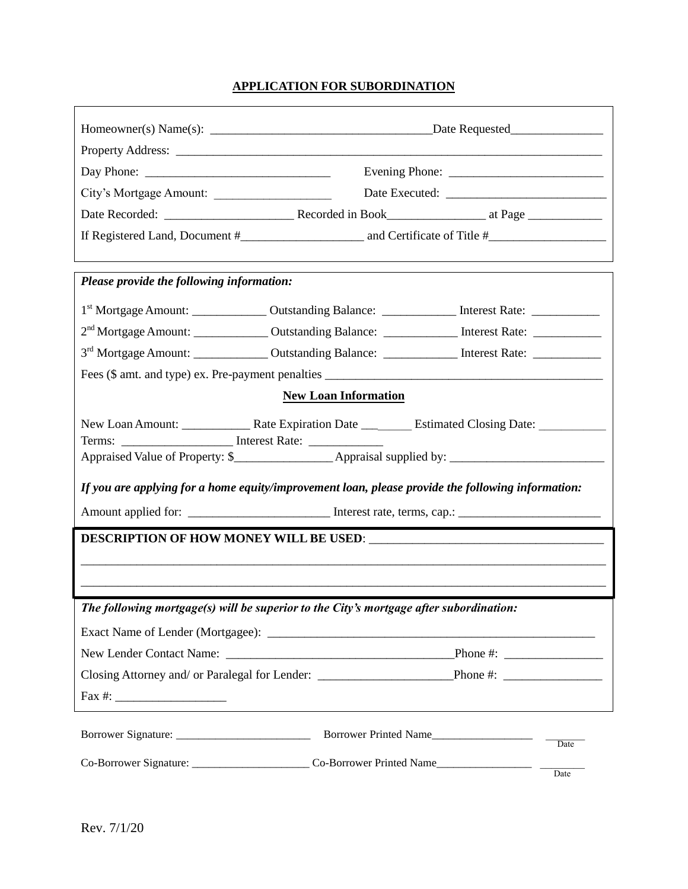# APPLICATION FOR SUBORDINATION

Homeowner(s) Name(s): ____________________________________Date Requested_______________

Property Address: ______________________________________________________________________

Day Phone: ______________________________ Evening Phone: _________________________

City's Mortgage Amount: ___________________ Date Executed: __________________________

Date Recorded: _____________________ Recorded in Book________________ at Page ____________

If Registered Land, Document #____________________ and Certificate of Title #___________________

***Please provide the following information:***

1st Mortgage Amount: ____________ Outstanding Balance: ____________ Interest Rate: ___________

2nd Mortgage Amount: ____________ Outstanding Balance: ____________ Interest Rate: ___________

3rd Mortgage Amount: ____________ Outstanding Balance: ____________ Interest Rate: ___________

Fees ($ amt. and type) ex. Pre-payment penalties _____________________________________________

## New Loan Information

New Loan Amount: ___________ Rate Expiration Date _________ Estimated Closing Date: ___________

Terms: __________________ Interest Rate: ____________

Appraised Value of Property: $________________ Appraisal supplied by: _________________________

***If you are applying for a home equity/improvement loan, please provide the following information:***

Amount applied for: _______________________ Interest rate, terms, cap.: _______________________

**DESCRIPTION OF HOW MONEY WILL BE USED**: ______________________________________

_____________________________________________________________________________________

_____________________________________________________________________________________

***The following mortgage(s) will be superior to the City's mortgage after subordination:***

Exact Name of Lender (Mortgagee): _____________________________________________________

New Lender Contact Name: _____________________________________Phone #: ________________

Closing Attorney and/ or Paralegal for Lender: ______________________Phone #: ________________

Fax #: __________________

Borrower Signature: ________________________ Borrower Printed Name__________________ ________ Date

Co-Borrower Signature: _____________________ Co-Borrower Printed Name_________________ ________ Date

Rev. 7/1/20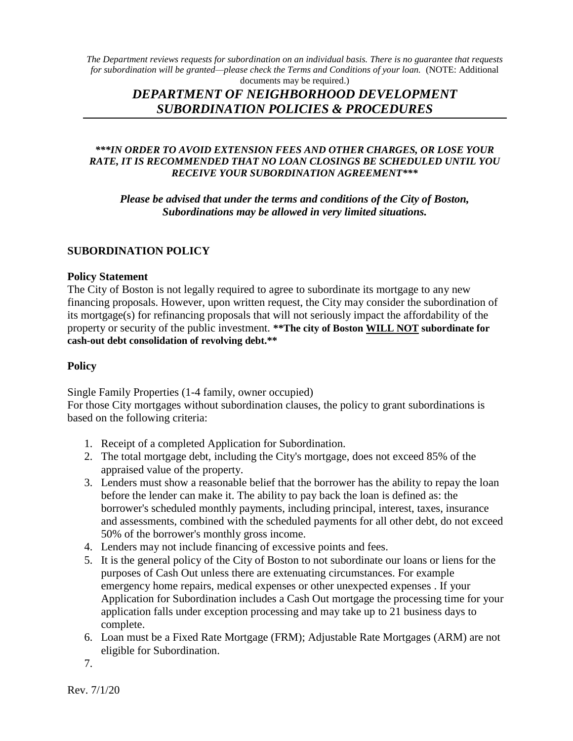*The Department reviews requests for subordination on an individual basis. There is no guarantee that requests for subordination will be granted—please check the Terms and Conditions of your loan.* (NOTE: Additional documents may be required.)

# *DEPARTMENT OF NEIGHBORHOOD DEVELOPMENT SUBORDINATION POLICIES & PROCEDURES*

***\*\*\*IN ORDER TO AVOID EXTENSION FEES AND OTHER CHARGES, OR LOSE YOUR RATE, IT IS RECOMMENDED THAT NO LOAN CLOSINGS BE SCHEDULED UNTIL YOU RECEIVE YOUR SUBORDINATION AGREEMENT\*\*\****

***Please be advised that under the terms and conditions of the City of Boston, Subordinations may be allowed in very limited situations.***

## SUBORDINATION POLICY

### Policy Statement

The City of Boston is not legally required to agree to subordinate its mortgage to any new financing proposals. However, upon written request, the City may consider the subordination of its mortgage(s) for refinancing proposals that will not seriously impact the affordability of the property or security of the public investment. **\*\*The city of Boston <u>WILL NOT</u> subordinate for cash-out debt consolidation of revolving debt.\*\***

### Policy

Single Family Properties (1-4 family, owner occupied)
For those City mortgages without subordination clauses, the policy to grant subordinations is based on the following criteria:

1. Receipt of a completed Application for Subordination.
2. The total mortgage debt, including the City's mortgage, does not exceed 85% of the appraised value of the property.
3. Lenders must show a reasonable belief that the borrower has the ability to repay the loan before the lender can make it. The ability to pay back the loan is defined as: the borrower's scheduled monthly payments, including principal, interest, taxes, insurance and assessments, combined with the scheduled payments for all other debt, do not exceed 50% of the borrower's monthly gross income.
4. Lenders may not include financing of excessive points and fees.
5. It is the general policy of the City of Boston to not subordinate our loans or liens for the purposes of Cash Out unless there are extenuating circumstances. For example emergency home repairs, medical expenses or other unexpected expenses . If your Application for Subordination includes a Cash Out mortgage the processing time for your application falls under exception processing and may take up to 21 business days to complete.
6. Loan must be a Fixed Rate Mortgage (FRM); Adjustable Rate Mortgages (ARM) are not eligible for Subordination.
7.

Rev. 7/1/20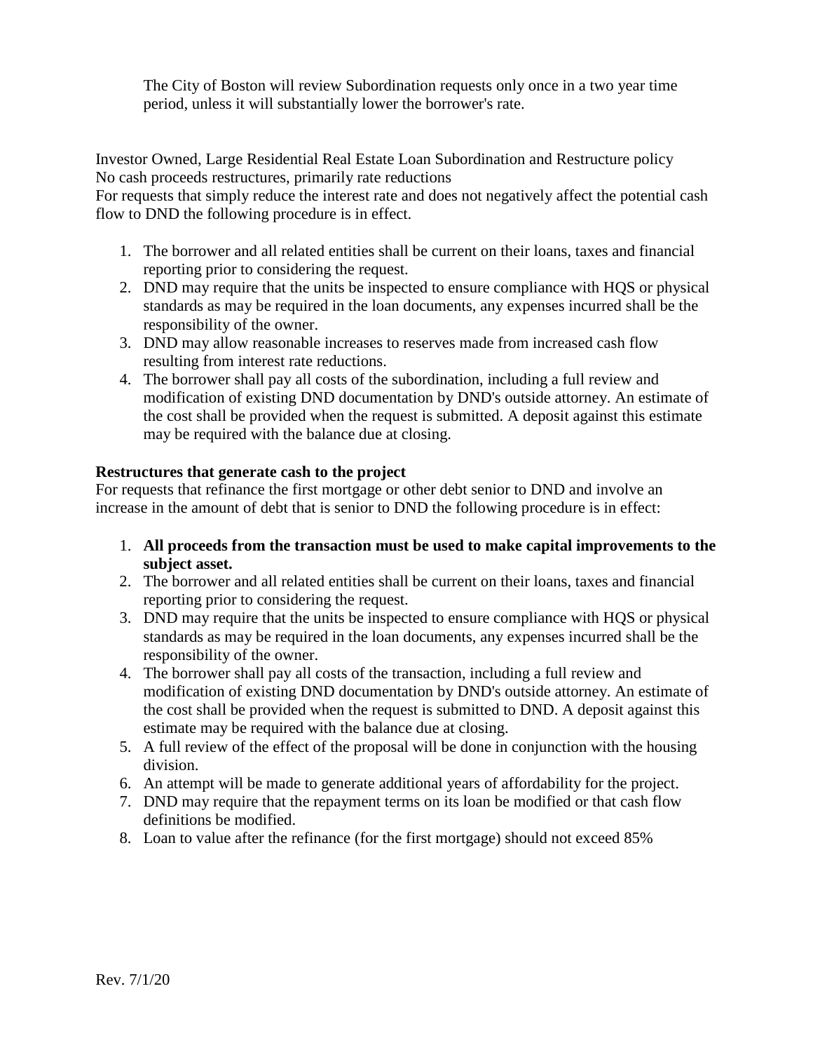The City of Boston will review Subordination requests only once in a two year time period, unless it will substantially lower the borrower's rate.

Investor Owned, Large Residential Real Estate Loan Subordination and Restructure policy
No cash proceeds restructures, primarily rate reductions
For requests that simply reduce the interest rate and does not negatively affect the potential cash flow to DND the following procedure is in effect.

1. The borrower and all related entities shall be current on their loans, taxes and financial reporting prior to considering the request.
2. DND may require that the units be inspected to ensure compliance with HQS or physical standards as may be required in the loan documents, any expenses incurred shall be the responsibility of the owner.
3. DND may allow reasonable increases to reserves made from increased cash flow resulting from interest rate reductions.
4. The borrower shall pay all costs of the subordination, including a full review and modification of existing DND documentation by DND's outside attorney. An estimate of the cost shall be provided when the request is submitted. A deposit against this estimate may be required with the balance due at closing.

**Restructures that generate cash to the project**

For requests that refinance the first mortgage or other debt senior to DND and involve an increase in the amount of debt that is senior to DND the following procedure is in effect:

1. **All proceeds from the transaction must be used to make capital improvements to the subject asset.**
2. The borrower and all related entities shall be current on their loans, taxes and financial reporting prior to considering the request.
3. DND may require that the units be inspected to ensure compliance with HQS or physical standards as may be required in the loan documents, any expenses incurred shall be the responsibility of the owner.
4. The borrower shall pay all costs of the transaction, including a full review and modification of existing DND documentation by DND's outside attorney. An estimate of the cost shall be provided when the request is submitted to DND. A deposit against this estimate may be required with the balance due at closing.
5. A full review of the effect of the proposal will be done in conjunction with the housing division.
6. An attempt will be made to generate additional years of affordability for the project.
7. DND may require that the repayment terms on its loan be modified or that cash flow definitions be modified.
8. Loan to value after the refinance (for the first mortgage) should not exceed 85%

Rev. 7/1/20